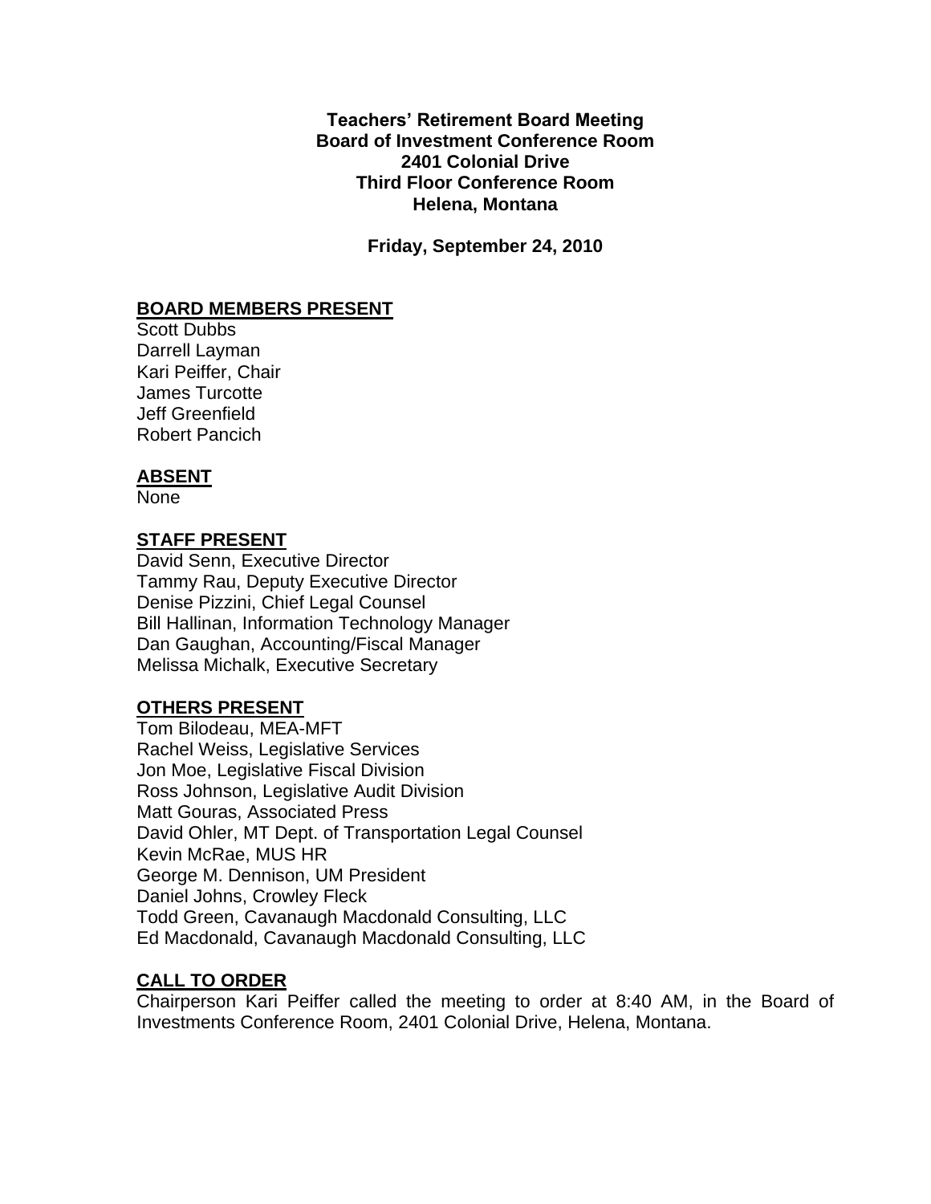**Teachers' Retirement Board Meeting**
**Board of Investment Conference Room**
**2401 Colonial Drive**
**Third Floor Conference Room**
**Helena, Montana**

**Friday, September 24, 2010**

## BOARD MEMBERS PRESENT

Scott Dubbs
Darrell Layman
Kari Peiffer, Chair
James Turcotte
Jeff Greenfield
Robert Pancich

## ABSENT

None

## STAFF PRESENT

David Senn, Executive Director
Tammy Rau, Deputy Executive Director
Denise Pizzini, Chief Legal Counsel
Bill Hallinan, Information Technology Manager
Dan Gaughan, Accounting/Fiscal Manager
Melissa Michalk, Executive Secretary

## OTHERS PRESENT

Tom Bilodeau, MEA-MFT
Rachel Weiss, Legislative Services
Jon Moe, Legislative Fiscal Division
Ross Johnson, Legislative Audit Division
Matt Gouras, Associated Press
David Ohler, MT Dept. of Transportation Legal Counsel
Kevin McRae, MUS HR
George M. Dennison, UM President
Daniel Johns, Crowley Fleck
Todd Green, Cavanaugh Macdonald Consulting, LLC
Ed Macdonald, Cavanaugh Macdonald Consulting, LLC

## CALL TO ORDER

Chairperson Kari Peiffer called the meeting to order at 8:40 AM, in the Board of Investments Conference Room, 2401 Colonial Drive, Helena, Montana.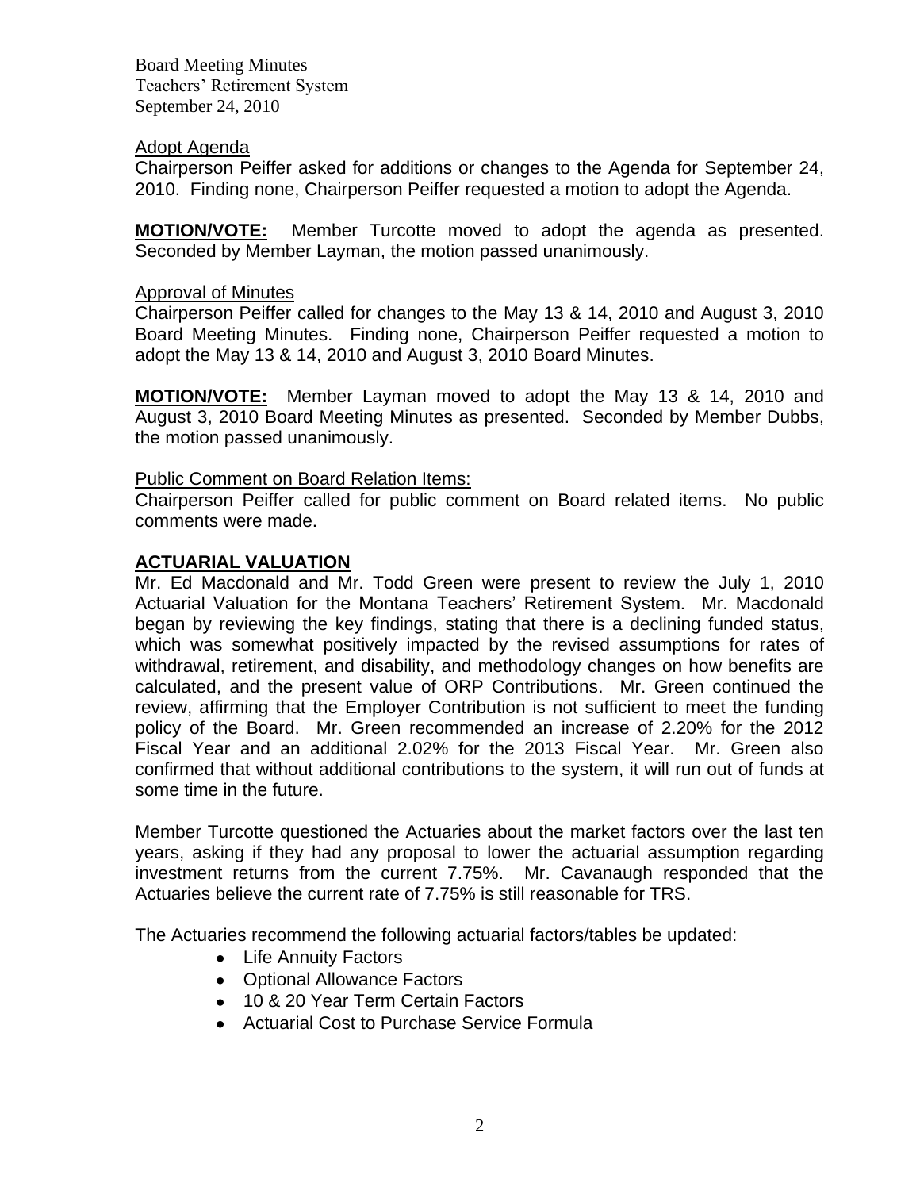Adopt Agenda

Chairperson Peiffer asked for additions or changes to the Agenda for September 24, 2010. Finding none, Chairperson Peiffer requested a motion to adopt the Agenda.

**MOTION/VOTE:** Member Turcotte moved to adopt the agenda as presented. Seconded by Member Layman, the motion passed unanimously.

Approval of Minutes

Chairperson Peiffer called for changes to the May 13 & 14, 2010 and August 3, 2010 Board Meeting Minutes. Finding none, Chairperson Peiffer requested a motion to adopt the May 13 & 14, 2010 and August 3, 2010 Board Minutes.

**MOTION/VOTE:** Member Layman moved to adopt the May 13 & 14, 2010 and August 3, 2010 Board Meeting Minutes as presented. Seconded by Member Dubbs, the motion passed unanimously.

Public Comment on Board Relation Items:

Chairperson Peiffer called for public comment on Board related items. No public comments were made.

## ACTUARIAL VALUATION

Mr. Ed Macdonald and Mr. Todd Green were present to review the July 1, 2010 Actuarial Valuation for the Montana Teachers' Retirement System. Mr. Macdonald began by reviewing the key findings, stating that there is a declining funded status, which was somewhat positively impacted by the revised assumptions for rates of withdrawal, retirement, and disability, and methodology changes on how benefits are calculated, and the present value of ORP Contributions. Mr. Green continued the review, affirming that the Employer Contribution is not sufficient to meet the funding policy of the Board. Mr. Green recommended an increase of 2.20% for the 2012 Fiscal Year and an additional 2.02% for the 2013 Fiscal Year. Mr. Green also confirmed that without additional contributions to the system, it will run out of funds at some time in the future.

Member Turcotte questioned the Actuaries about the market factors over the last ten years, asking if they had any proposal to lower the actuarial assumption regarding investment returns from the current 7.75%. Mr. Cavanaugh responded that the Actuaries believe the current rate of 7.75% is still reasonable for TRS.

The Actuaries recommend the following actuarial factors/tables be updated:

- Life Annuity Factors
- Optional Allowance Factors
- 10 & 20 Year Term Certain Factors
- Actuarial Cost to Purchase Service Formula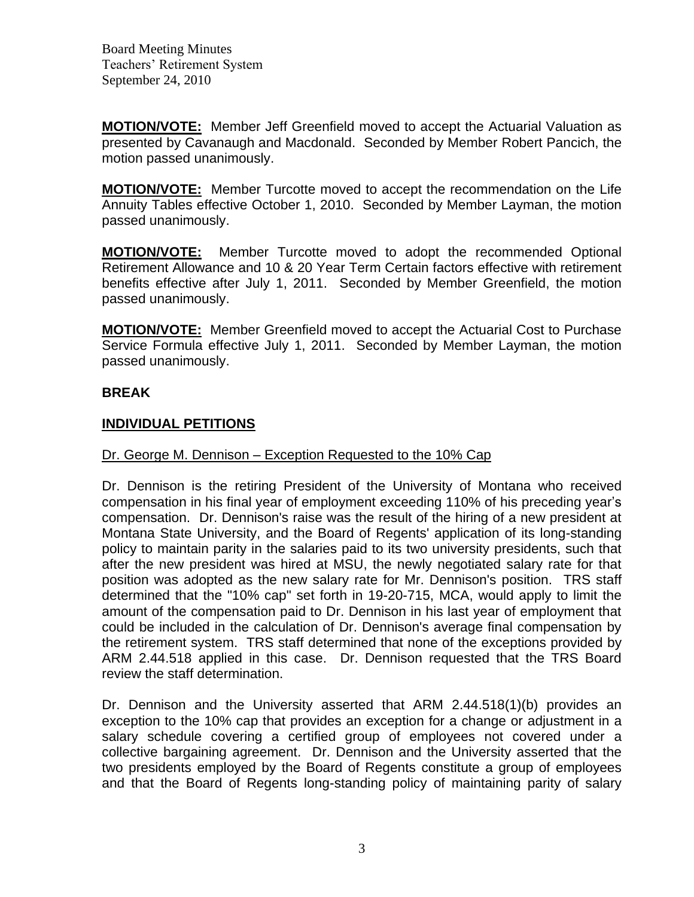**MOTION/VOTE:** Member Jeff Greenfield moved to accept the Actuarial Valuation as presented by Cavanaugh and Macdonald. Seconded by Member Robert Pancich, the motion passed unanimously.

**MOTION/VOTE:** Member Turcotte moved to accept the recommendation on the Life Annuity Tables effective October 1, 2010. Seconded by Member Layman, the motion passed unanimously.

**MOTION/VOTE:** Member Turcotte moved to adopt the recommended Optional Retirement Allowance and 10 & 20 Year Term Certain factors effective with retirement benefits effective after July 1, 2011. Seconded by Member Greenfield, the motion passed unanimously.

**MOTION/VOTE:** Member Greenfield moved to accept the Actuarial Cost to Purchase Service Formula effective July 1, 2011. Seconded by Member Layman, the motion passed unanimously.

**BREAK**

**INDIVIDUAL PETITIONS**

Dr. George M. Dennison – Exception Requested to the 10% Cap

Dr. Dennison is the retiring President of the University of Montana who received compensation in his final year of employment exceeding 110% of his preceding year's compensation. Dr. Dennison's raise was the result of the hiring of a new president at Montana State University, and the Board of Regents' application of its long-standing policy to maintain parity in the salaries paid to its two university presidents, such that after the new president was hired at MSU, the newly negotiated salary rate for that position was adopted as the new salary rate for Mr. Dennison's position. TRS staff determined that the "10% cap" set forth in 19-20-715, MCA, would apply to limit the amount of the compensation paid to Dr. Dennison in his last year of employment that could be included in the calculation of Dr. Dennison's average final compensation by the retirement system. TRS staff determined that none of the exceptions provided by ARM 2.44.518 applied in this case. Dr. Dennison requested that the TRS Board review the staff determination.

Dr. Dennison and the University asserted that ARM 2.44.518(1)(b) provides an exception to the 10% cap that provides an exception for a change or adjustment in a salary schedule covering a certified group of employees not covered under a collective bargaining agreement. Dr. Dennison and the University asserted that the two presidents employed by the Board of Regents constitute a group of employees and that the Board of Regents long-standing policy of maintaining parity of salary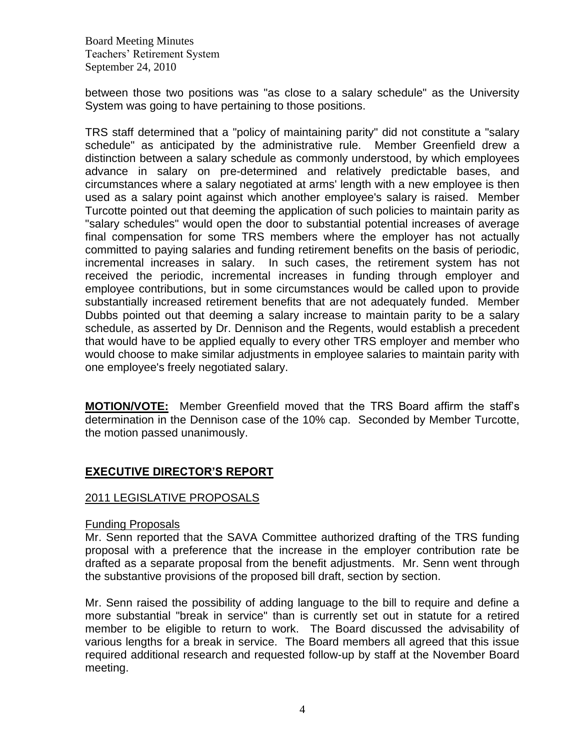between those two positions was "as close to a salary schedule" as the University System was going to have pertaining to those positions.

TRS staff determined that a "policy of maintaining parity" did not constitute a "salary schedule" as anticipated by the administrative rule. Member Greenfield drew a distinction between a salary schedule as commonly understood, by which employees advance in salary on pre-determined and relatively predictable bases, and circumstances where a salary negotiated at arms' length with a new employee is then used as a salary point against which another employee's salary is raised. Member Turcotte pointed out that deeming the application of such policies to maintain parity as "salary schedules" would open the door to substantial potential increases of average final compensation for some TRS members where the employer has not actually committed to paying salaries and funding retirement benefits on the basis of periodic, incremental increases in salary. In such cases, the retirement system has not received the periodic, incremental increases in funding through employer and employee contributions, but in some circumstances would be called upon to provide substantially increased retirement benefits that are not adequately funded. Member Dubbs pointed out that deeming a salary increase to maintain parity to be a salary schedule, as asserted by Dr. Dennison and the Regents, would establish a precedent that would have to be applied equally to every other TRS employer and member who would choose to make similar adjustments in employee salaries to maintain parity with one employee's freely negotiated salary.

**MOTION/VOTE:** Member Greenfield moved that the TRS Board affirm the staff's determination in the Dennison case of the 10% cap. Seconded by Member Turcotte, the motion passed unanimously.

## EXECUTIVE DIRECTOR'S REPORT

### 2011 LEGISLATIVE PROPOSALS

#### Funding Proposals

Mr. Senn reported that the SAVA Committee authorized drafting of the TRS funding proposal with a preference that the increase in the employer contribution rate be drafted as a separate proposal from the benefit adjustments. Mr. Senn went through the substantive provisions of the proposed bill draft, section by section.

Mr. Senn raised the possibility of adding language to the bill to require and define a more substantial "break in service" than is currently set out in statute for a retired member to be eligible to return to work. The Board discussed the advisability of various lengths for a break in service. The Board members all agreed that this issue required additional research and requested follow-up by staff at the November Board meeting.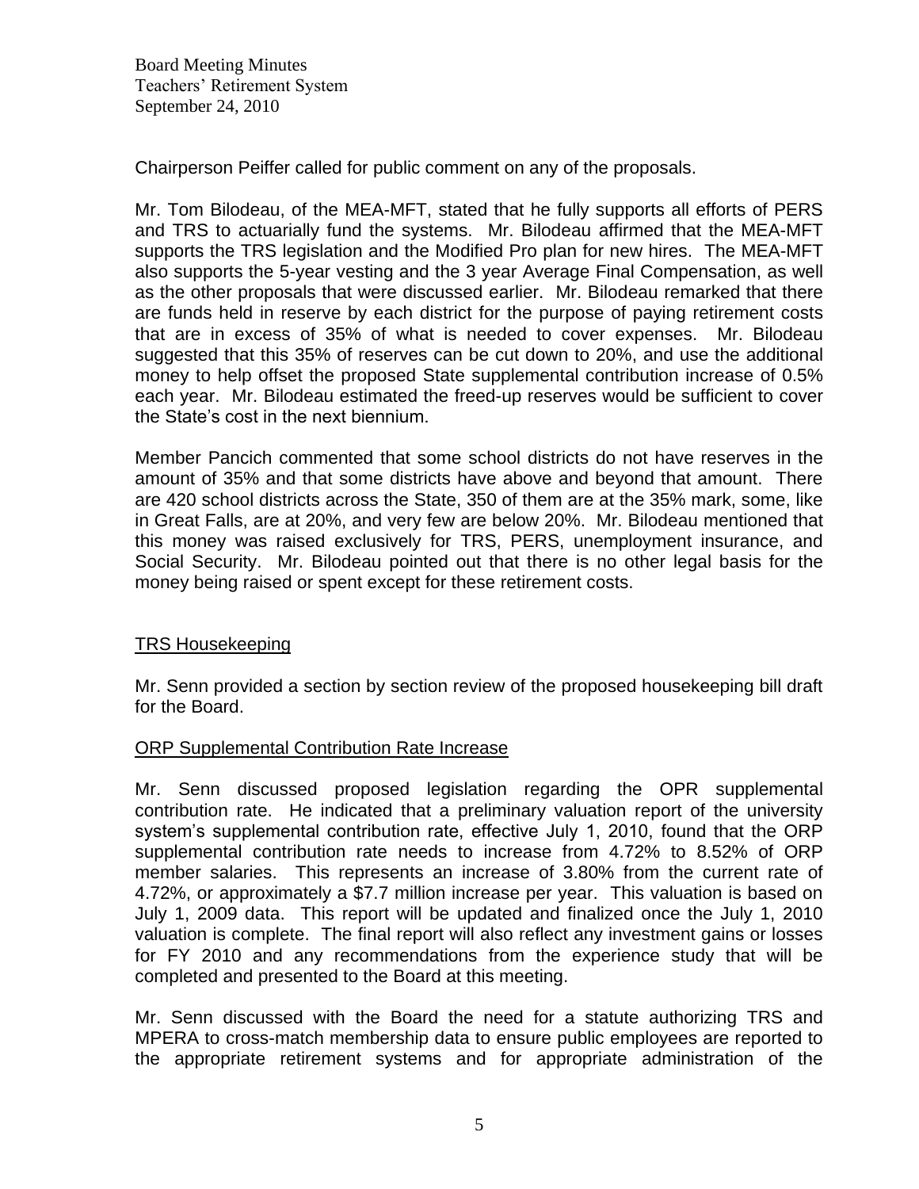Chairperson Peiffer called for public comment on any of the proposals.

Mr. Tom Bilodeau, of the MEA-MFT, stated that he fully supports all efforts of PERS and TRS to actuarially fund the systems. Mr. Bilodeau affirmed that the MEA-MFT supports the TRS legislation and the Modified Pro plan for new hires. The MEA-MFT also supports the 5-year vesting and the 3 year Average Final Compensation, as well as the other proposals that were discussed earlier. Mr. Bilodeau remarked that there are funds held in reserve by each district for the purpose of paying retirement costs that are in excess of 35% of what is needed to cover expenses. Mr. Bilodeau suggested that this 35% of reserves can be cut down to 20%, and use the additional money to help offset the proposed State supplemental contribution increase of 0.5% each year. Mr. Bilodeau estimated the freed-up reserves would be sufficient to cover the State's cost in the next biennium.

Member Pancich commented that some school districts do not have reserves in the amount of 35% and that some districts have above and beyond that amount. There are 420 school districts across the State, 350 of them are at the 35% mark, some, like in Great Falls, are at 20%, and very few are below 20%. Mr. Bilodeau mentioned that this money was raised exclusively for TRS, PERS, unemployment insurance, and Social Security. Mr. Bilodeau pointed out that there is no other legal basis for the money being raised or spent except for these retirement costs.

<u>TRS Housekeeping</u>

Mr. Senn provided a section by section review of the proposed housekeeping bill draft for the Board.

<u>ORP Supplemental Contribution Rate Increase</u>

Mr. Senn discussed proposed legislation regarding the OPR supplemental contribution rate. He indicated that a preliminary valuation report of the university system's supplemental contribution rate, effective July 1, 2010, found that the ORP supplemental contribution rate needs to increase from 4.72% to 8.52% of ORP member salaries. This represents an increase of 3.80% from the current rate of 4.72%, or approximately a $7.7 million increase per year. This valuation is based on July 1, 2009 data. This report will be updated and finalized once the July 1, 2010 valuation is complete. The final report will also reflect any investment gains or losses for FY 2010 and any recommendations from the experience study that will be completed and presented to the Board at this meeting.

Mr. Senn discussed with the Board the need for a statute authorizing TRS and MPERA to cross-match membership data to ensure public employees are reported to the appropriate retirement systems and for appropriate administration of the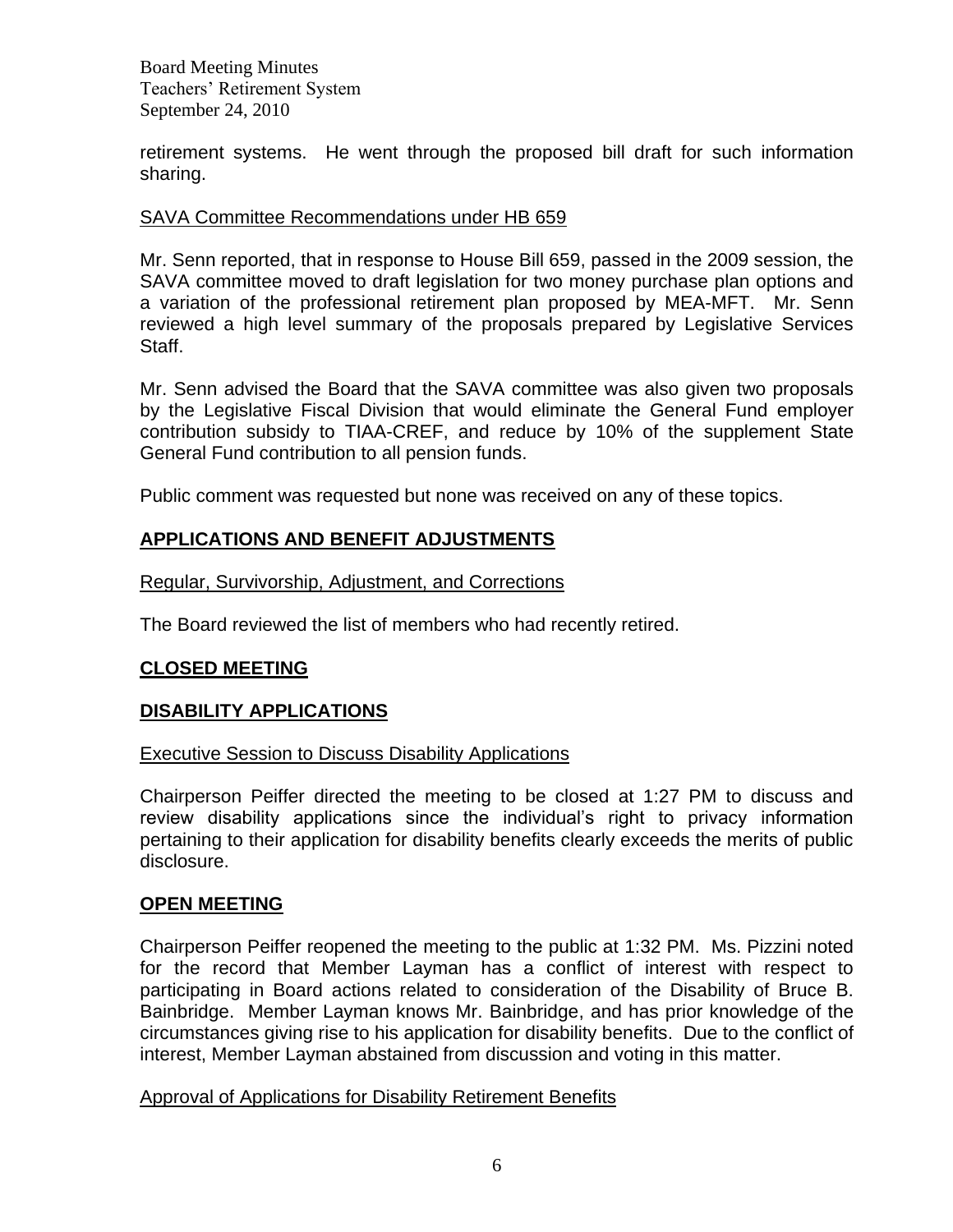retirement systems. He went through the proposed bill draft for such information sharing.

SAVA Committee Recommendations under HB 659

Mr. Senn reported, that in response to House Bill 659, passed in the 2009 session, the SAVA committee moved to draft legislation for two money purchase plan options and a variation of the professional retirement plan proposed by MEA-MFT. Mr. Senn reviewed a high level summary of the proposals prepared by Legislative Services Staff.

Mr. Senn advised the Board that the SAVA committee was also given two proposals by the Legislative Fiscal Division that would eliminate the General Fund employer contribution subsidy to TIAA-CREF, and reduce by 10% of the supplement State General Fund contribution to all pension funds.

Public comment was requested but none was received on any of these topics.

## **APPLICATIONS AND BENEFIT ADJUSTMENTS**

Regular, Survivorship, Adjustment, and Corrections

The Board reviewed the list of members who had recently retired.

## **CLOSED MEETING**

## **DISABILITY APPLICATIONS**

Executive Session to Discuss Disability Applications

Chairperson Peiffer directed the meeting to be closed at 1:27 PM to discuss and review disability applications since the individual's right to privacy information pertaining to their application for disability benefits clearly exceeds the merits of public disclosure.

## **OPEN MEETING**

Chairperson Peiffer reopened the meeting to the public at 1:32 PM. Ms. Pizzini noted for the record that Member Layman has a conflict of interest with respect to participating in Board actions related to consideration of the Disability of Bruce B. Bainbridge. Member Layman knows Mr. Bainbridge, and has prior knowledge of the circumstances giving rise to his application for disability benefits. Due to the conflict of interest, Member Layman abstained from discussion and voting in this matter.

Approval of Applications for Disability Retirement Benefits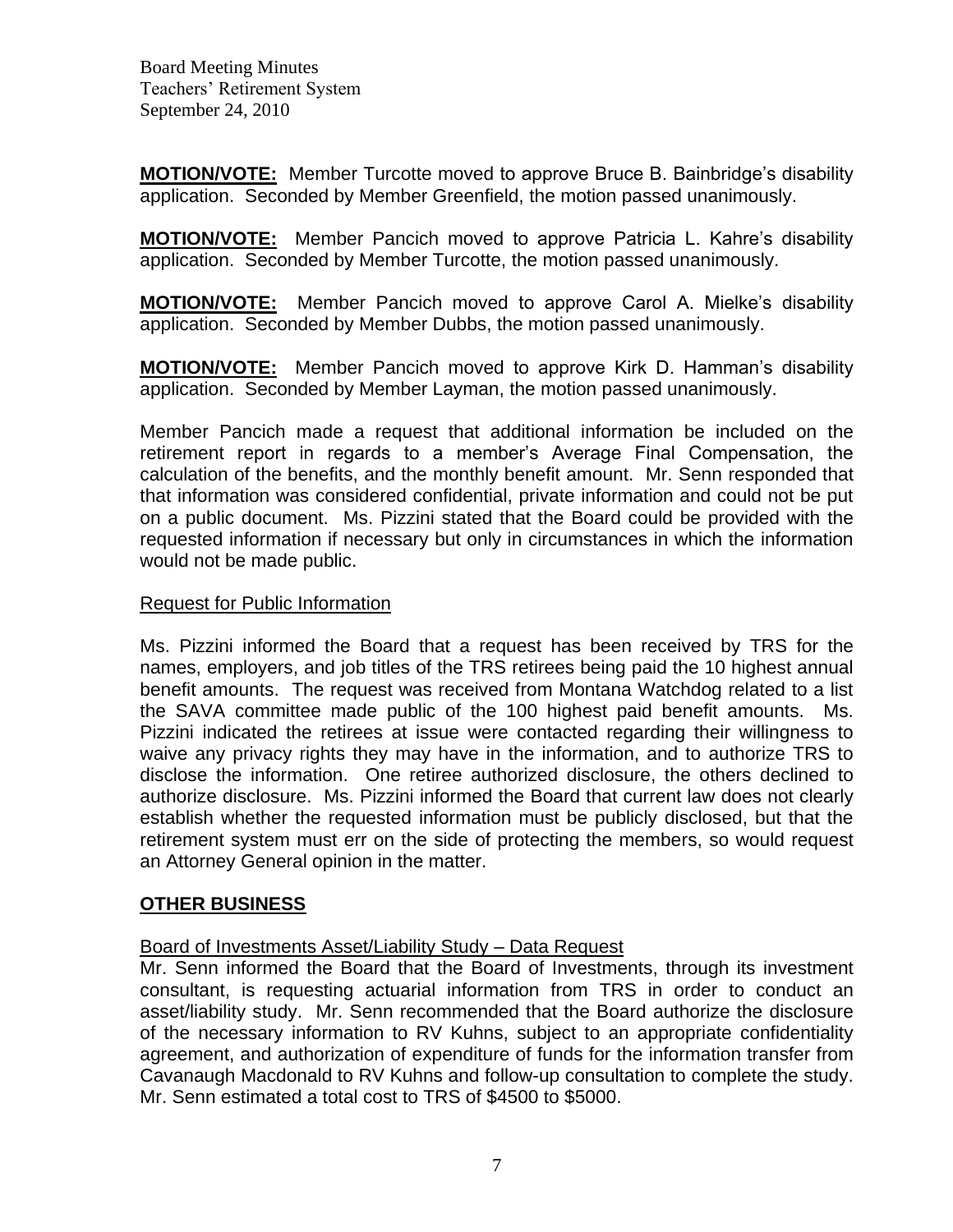**MOTION/VOTE:** Member Turcotte moved to approve Bruce B. Bainbridge's disability application. Seconded by Member Greenfield, the motion passed unanimously.

**MOTION/VOTE:** Member Pancich moved to approve Patricia L. Kahre's disability application. Seconded by Member Turcotte, the motion passed unanimously.

**MOTION/VOTE:** Member Pancich moved to approve Carol A. Mielke's disability application. Seconded by Member Dubbs, the motion passed unanimously.

**MOTION/VOTE:** Member Pancich moved to approve Kirk D. Hamman's disability application. Seconded by Member Layman, the motion passed unanimously.

Member Pancich made a request that additional information be included on the retirement report in regards to a member's Average Final Compensation, the calculation of the benefits, and the monthly benefit amount. Mr. Senn responded that that information was considered confidential, private information and could not be put on a public document. Ms. Pizzini stated that the Board could be provided with the requested information if necessary but only in circumstances in which the information would not be made public.

Request for Public Information

Ms. Pizzini informed the Board that a request has been received by TRS for the names, employers, and job titles of the TRS retirees being paid the 10 highest annual benefit amounts. The request was received from Montana Watchdog related to a list the SAVA committee made public of the 100 highest paid benefit amounts. Ms. Pizzini indicated the retirees at issue were contacted regarding their willingness to waive any privacy rights they may have in the information, and to authorize TRS to disclose the information. One retiree authorized disclosure, the others declined to authorize disclosure. Ms. Pizzini informed the Board that current law does not clearly establish whether the requested information must be publicly disclosed, but that the retirement system must err on the side of protecting the members, so would request an Attorney General opinion in the matter.

## OTHER BUSINESS

Board of Investments Asset/Liability Study – Data Request

Mr. Senn informed the Board that the Board of Investments, through its investment consultant, is requesting actuarial information from TRS in order to conduct an asset/liability study. Mr. Senn recommended that the Board authorize the disclosure of the necessary information to RV Kuhns, subject to an appropriate confidentiality agreement, and authorization of expenditure of funds for the information transfer from Cavanaugh Macdonald to RV Kuhns and follow-up consultation to complete the study. Mr. Senn estimated a total cost to TRS of $4500 to $5000.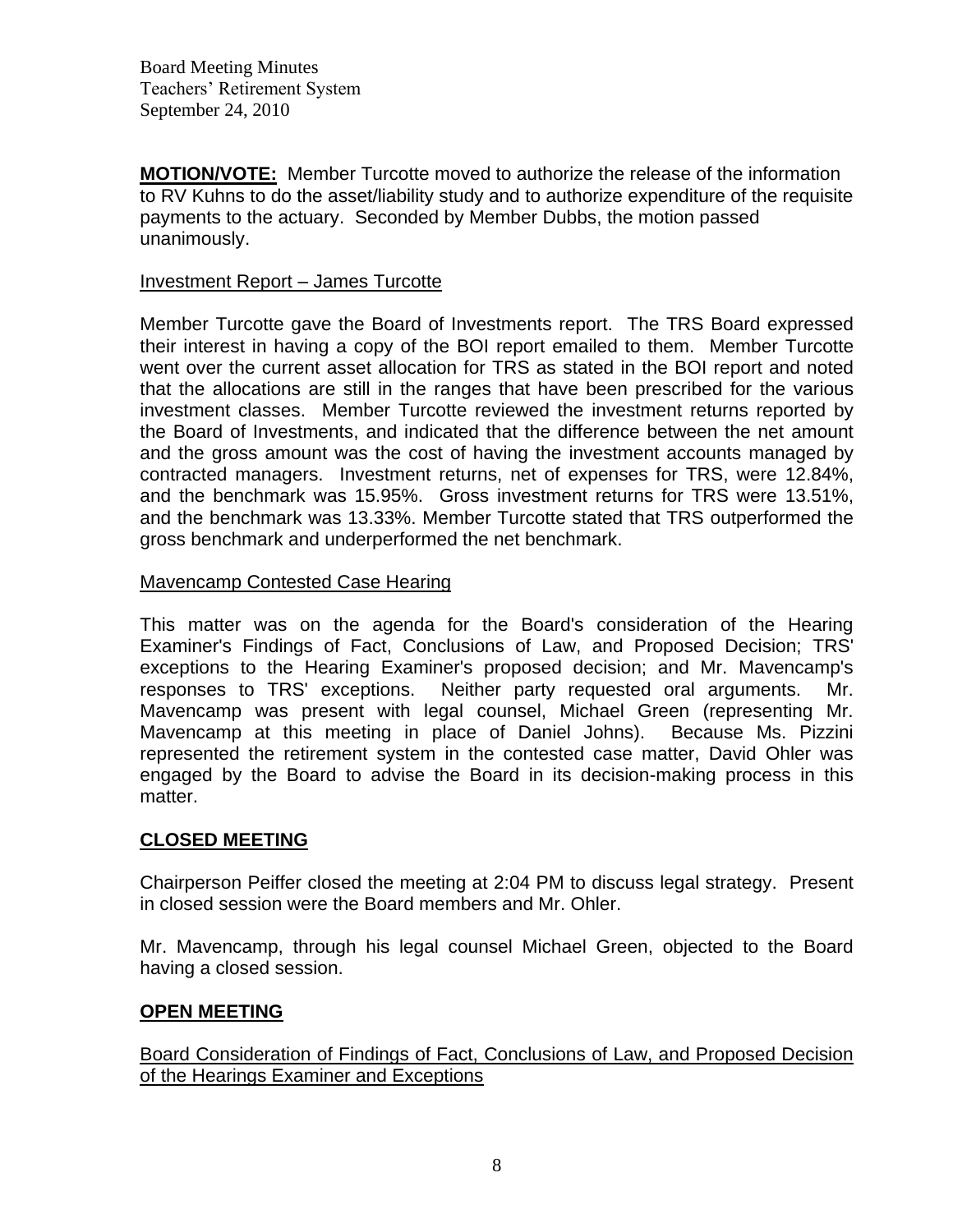**MOTION/VOTE:** Member Turcotte moved to authorize the release of the information to RV Kuhns to do the asset/liability study and to authorize expenditure of the requisite payments to the actuary. Seconded by Member Dubbs, the motion passed unanimously.

Investment Report – James Turcotte

Member Turcotte gave the Board of Investments report. The TRS Board expressed their interest in having a copy of the BOI report emailed to them. Member Turcotte went over the current asset allocation for TRS as stated in the BOI report and noted that the allocations are still in the ranges that have been prescribed for the various investment classes. Member Turcotte reviewed the investment returns reported by the Board of Investments, and indicated that the difference between the net amount and the gross amount was the cost of having the investment accounts managed by contracted managers. Investment returns, net of expenses for TRS, were 12.84%, and the benchmark was 15.95%. Gross investment returns for TRS were 13.51%, and the benchmark was 13.33%. Member Turcotte stated that TRS outperformed the gross benchmark and underperformed the net benchmark.

Mavencamp Contested Case Hearing

This matter was on the agenda for the Board's consideration of the Hearing Examiner's Findings of Fact, Conclusions of Law, and Proposed Decision; TRS' exceptions to the Hearing Examiner's proposed decision; and Mr. Mavencamp's responses to TRS' exceptions. Neither party requested oral arguments. Mr. Mavencamp was present with legal counsel, Michael Green (representing Mr. Mavencamp at this meeting in place of Daniel Johns). Because Ms. Pizzini represented the retirement system in the contested case matter, David Ohler was engaged by the Board to advise the Board in its decision-making process in this matter.

## CLOSED MEETING

Chairperson Peiffer closed the meeting at 2:04 PM to discuss legal strategy. Present in closed session were the Board members and Mr. Ohler.

Mr. Mavencamp, through his legal counsel Michael Green, objected to the Board having a closed session.

## OPEN MEETING

Board Consideration of Findings of Fact, Conclusions of Law, and Proposed Decision of the Hearings Examiner and Exceptions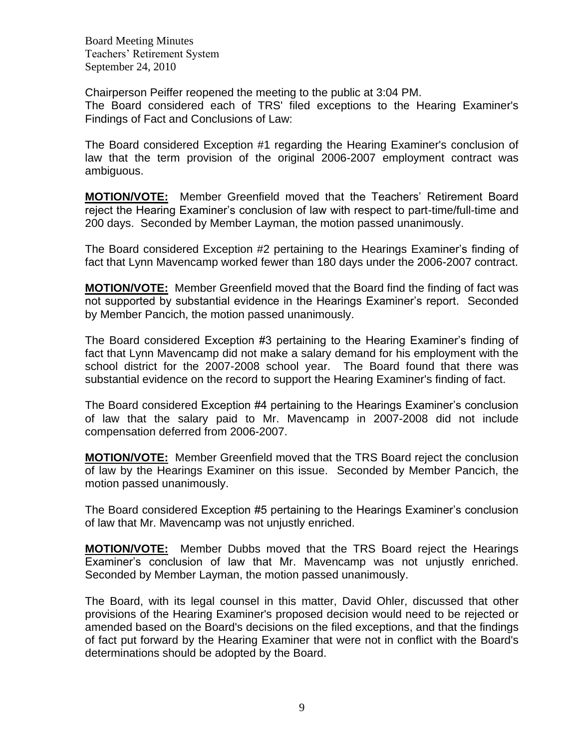Chairperson Peiffer reopened the meeting to the public at 3:04 PM.
The Board considered each of TRS' filed exceptions to the Hearing Examiner's Findings of Fact and Conclusions of Law:

The Board considered Exception #1 regarding the Hearing Examiner's conclusion of law that the term provision of the original 2006-2007 employment contract was ambiguous.

**MOTION/VOTE:** Member Greenfield moved that the Teachers' Retirement Board reject the Hearing Examiner's conclusion of law with respect to part-time/full-time and 200 days. Seconded by Member Layman, the motion passed unanimously.

The Board considered Exception #2 pertaining to the Hearings Examiner's finding of fact that Lynn Mavencamp worked fewer than 180 days under the 2006-2007 contract.

**MOTION/VOTE:** Member Greenfield moved that the Board find the finding of fact was not supported by substantial evidence in the Hearings Examiner's report. Seconded by Member Pancich, the motion passed unanimously.

The Board considered Exception #3 pertaining to the Hearing Examiner's finding of fact that Lynn Mavencamp did not make a salary demand for his employment with the school district for the 2007-2008 school year. The Board found that there was substantial evidence on the record to support the Hearing Examiner's finding of fact.

The Board considered Exception #4 pertaining to the Hearings Examiner's conclusion of law that the salary paid to Mr. Mavencamp in 2007-2008 did not include compensation deferred from 2006-2007.

**MOTION/VOTE:** Member Greenfield moved that the TRS Board reject the conclusion of law by the Hearings Examiner on this issue. Seconded by Member Pancich, the motion passed unanimously.

The Board considered Exception #5 pertaining to the Hearings Examiner's conclusion of law that Mr. Mavencamp was not unjustly enriched.

**MOTION/VOTE:** Member Dubbs moved that the TRS Board reject the Hearings Examiner's conclusion of law that Mr. Mavencamp was not unjustly enriched. Seconded by Member Layman, the motion passed unanimously.

The Board, with its legal counsel in this matter, David Ohler, discussed that other provisions of the Hearing Examiner's proposed decision would need to be rejected or amended based on the Board's decisions on the filed exceptions, and that the findings of fact put forward by the Hearing Examiner that were not in conflict with the Board's determinations should be adopted by the Board.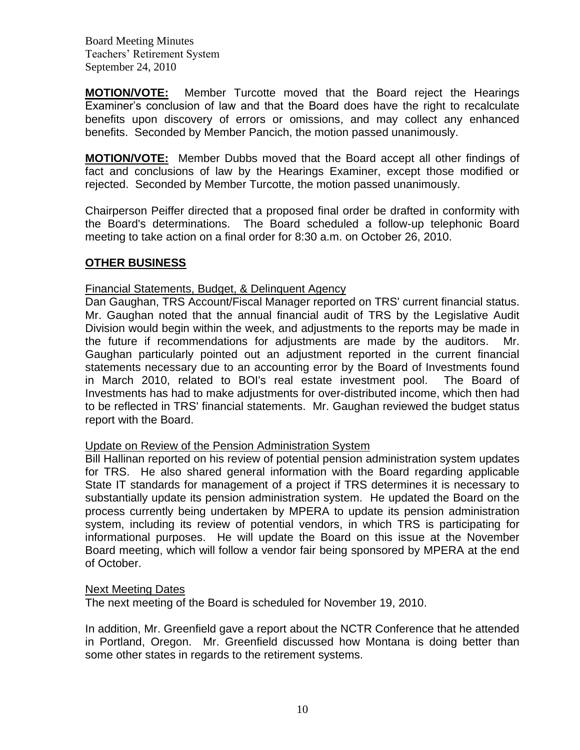**MOTION/VOTE:** Member Turcotte moved that the Board reject the Hearings Examiner's conclusion of law and that the Board does have the right to recalculate benefits upon discovery of errors or omissions, and may collect any enhanced benefits. Seconded by Member Pancich, the motion passed unanimously.

**MOTION/VOTE:** Member Dubbs moved that the Board accept all other findings of fact and conclusions of law by the Hearings Examiner, except those modified or rejected. Seconded by Member Turcotte, the motion passed unanimously.

Chairperson Peiffer directed that a proposed final order be drafted in conformity with the Board's determinations. The Board scheduled a follow-up telephonic Board meeting to take action on a final order for 8:30 a.m. on October 26, 2010.

## OTHER BUSINESS

### Financial Statements, Budget, & Delinquent Agency

Dan Gaughan, TRS Account/Fiscal Manager reported on TRS' current financial status. Mr. Gaughan noted that the annual financial audit of TRS by the Legislative Audit Division would begin within the week, and adjustments to the reports may be made in the future if recommendations for adjustments are made by the auditors. Mr. Gaughan particularly pointed out an adjustment reported in the current financial statements necessary due to an accounting error by the Board of Investments found in March 2010, related to BOI's real estate investment pool. The Board of Investments has had to make adjustments for over-distributed income, which then had to be reflected in TRS' financial statements. Mr. Gaughan reviewed the budget status report with the Board.

### Update on Review of the Pension Administration System

Bill Hallinan reported on his review of potential pension administration system updates for TRS. He also shared general information with the Board regarding applicable State IT standards for management of a project if TRS determines it is necessary to substantially update its pension administration system. He updated the Board on the process currently being undertaken by MPERA to update its pension administration system, including its review of potential vendors, in which TRS is participating for informational purposes. He will update the Board on this issue at the November Board meeting, which will follow a vendor fair being sponsored by MPERA at the end of October.

### Next Meeting Dates

The next meeting of the Board is scheduled for November 19, 2010.

In addition, Mr. Greenfield gave a report about the NCTR Conference that he attended in Portland, Oregon. Mr. Greenfield discussed how Montana is doing better than some other states in regards to the retirement systems.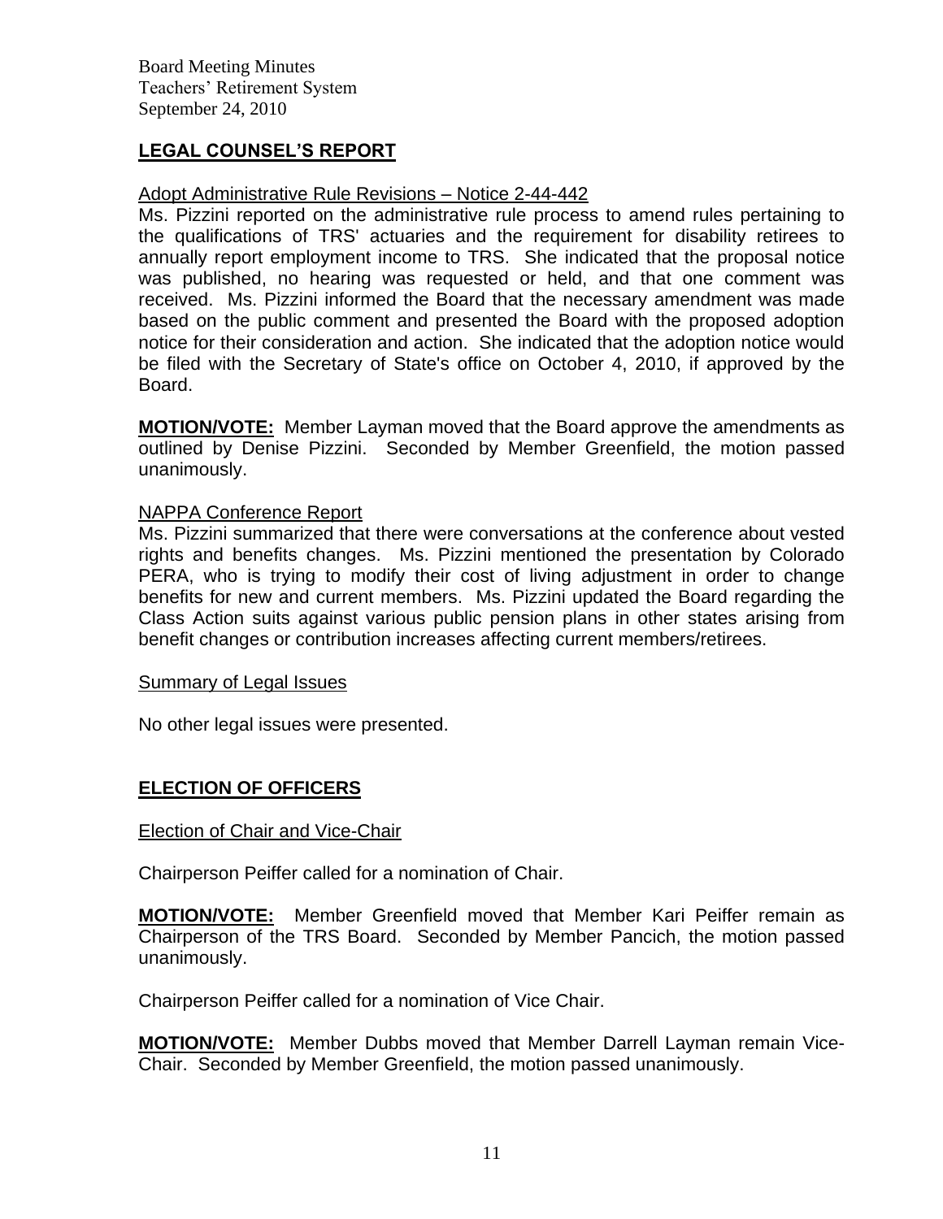## LEGAL COUNSEL'S REPORT

Adopt Administrative Rule Revisions – Notice 2-44-442

Ms. Pizzini reported on the administrative rule process to amend rules pertaining to the qualifications of TRS' actuaries and the requirement for disability retirees to annually report employment income to TRS. She indicated that the proposal notice was published, no hearing was requested or held, and that one comment was received. Ms. Pizzini informed the Board that the necessary amendment was made based on the public comment and presented the Board with the proposed adoption notice for their consideration and action. She indicated that the adoption notice would be filed with the Secretary of State's office on October 4, 2010, if approved by the Board.

**MOTION/VOTE:** Member Layman moved that the Board approve the amendments as outlined by Denise Pizzini. Seconded by Member Greenfield, the motion passed unanimously.

NAPPA Conference Report

Ms. Pizzini summarized that there were conversations at the conference about vested rights and benefits changes. Ms. Pizzini mentioned the presentation by Colorado PERA, who is trying to modify their cost of living adjustment in order to change benefits for new and current members. Ms. Pizzini updated the Board regarding the Class Action suits against various public pension plans in other states arising from benefit changes or contribution increases affecting current members/retirees.

Summary of Legal Issues

No other legal issues were presented.

## ELECTION OF OFFICERS

Election of Chair and Vice-Chair

Chairperson Peiffer called for a nomination of Chair.

**MOTION/VOTE:** Member Greenfield moved that Member Kari Peiffer remain as Chairperson of the TRS Board. Seconded by Member Pancich, the motion passed unanimously.

Chairperson Peiffer called for a nomination of Vice Chair.

**MOTION/VOTE:** Member Dubbs moved that Member Darrell Layman remain Vice-Chair. Seconded by Member Greenfield, the motion passed unanimously.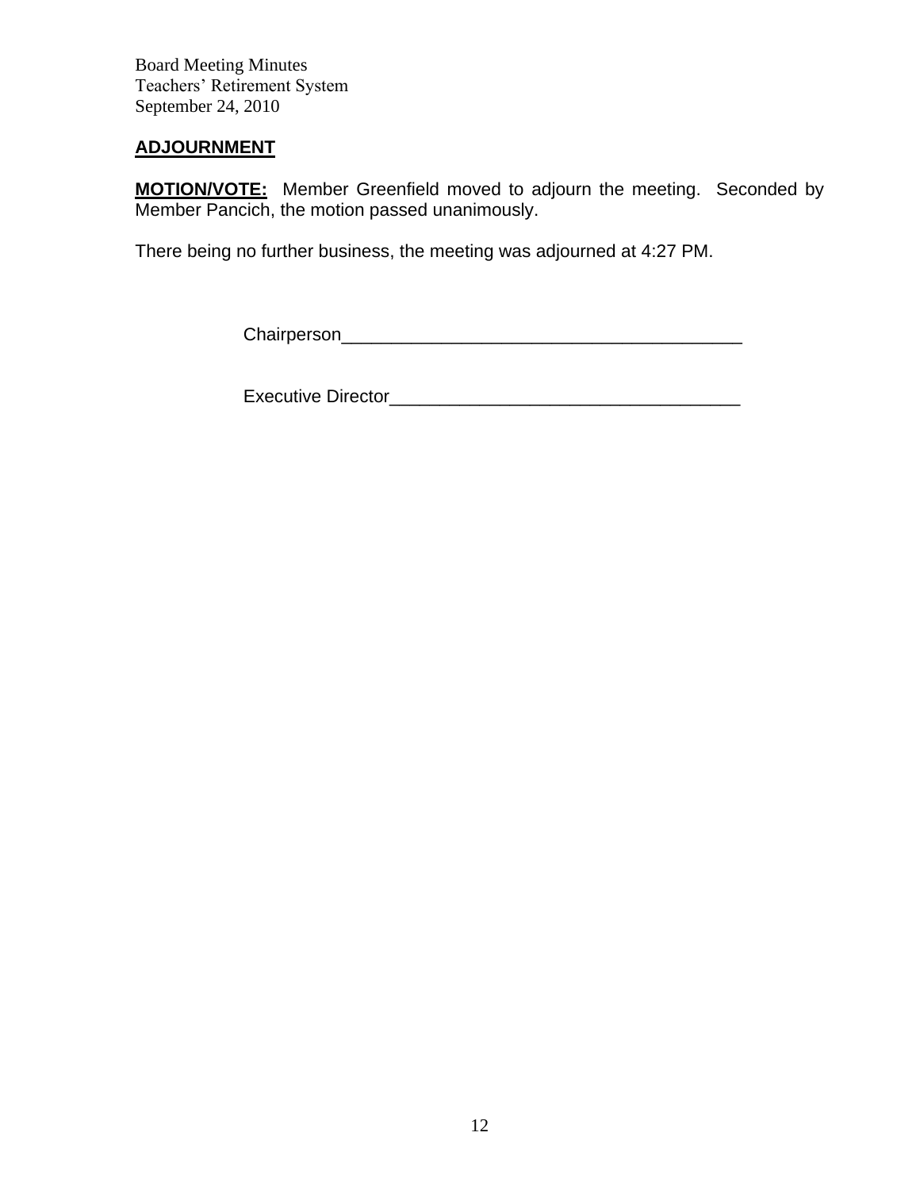## ADJOURNMENT

**MOTION/VOTE:** Member Greenfield moved to adjourn the meeting. Seconded by Member Pancich, the motion passed unanimously.

There being no further business, the meeting was adjourned at 4:27 PM.

Chairperson________________________________________

Executive Director___________________________________